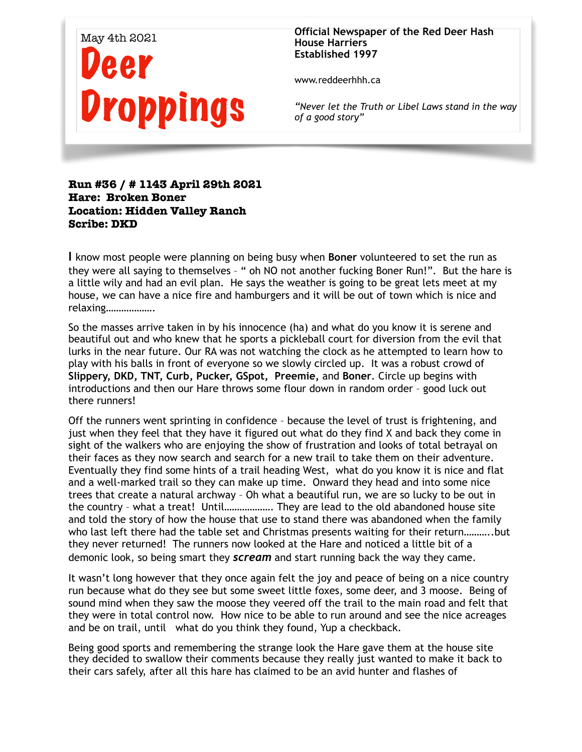May 4th 2021

# Deer Droppings

**Official Newspaper of the Red Deer Hash House Harriers**
**Established 1997**

www.reddeerhhh.ca

*"Never let the Truth or Libel Laws stand in the way of a good story"*

**Run #36 / # 1143 April 29th 2021**
**Hare: Broken Boner**
**Location: Hidden Valley Ranch**
**Scribe: DKD**

I know most people were planning on being busy when **Boner** volunteered to set the run as they were all saying to themselves – " oh NO not another fucking Boner Run!". But the hare is a little wily and had an evil plan. He says the weather is going to be great lets meet at my house, we can have a nice fire and hamburgers and it will be out of town which is nice and relaxing……………….

So the masses arrive taken in by his innocence (ha) and what do you know it is serene and beautiful out and who knew that he sports a pickleball court for diversion from the evil that lurks in the near future. Our RA was not watching the clock as he attempted to learn how to play with his balls in front of everyone so we slowly circled up. It was a robust crowd of **Slippery, DKD, TNT, Curb, Pucker, GSpot, Preemie,** and **Boner**. Circle up begins with introductions and then our Hare throws some flour down in random order – good luck out there runners!

Off the runners went sprinting in confidence – because the level of trust is frightening, and just when they feel that they have it figured out what do they find X and back they come in sight of the walkers who are enjoying the show of frustration and looks of total betrayal on their faces as they now search and search for a new trail to take them on their adventure. Eventually they find some hints of a trail heading West, what do you know it is nice and flat and a well-marked trail so they can make up time. Onward they head and into some nice trees that create a natural archway – Oh what a beautiful run, we are so lucky to be out in the country – what a treat! Until………………. They are lead to the old abandoned house site and told the story of how the house that use to stand there was abandoned when the family who last left there had the table set and Christmas presents waiting for their return……….but they never returned! The runners now looked at the Hare and noticed a little bit of a demonic look, so being smart they ***scream*** and start running back the way they came.

It wasn't long however that they once again felt the joy and peace of being on a nice country run because what do they see but some sweet little foxes, some deer, and 3 moose. Being of sound mind when they saw the moose they veered off the trail to the main road and felt that they were in total control now. How nice to be able to run around and see the nice acreages and be on trail, until what do you think they found, Yup a checkback.

Being good sports and remembering the strange look the Hare gave them at the house site they decided to swallow their comments because they really just wanted to make it back to their cars safely, after all this hare has claimed to be an avid hunter and flashes of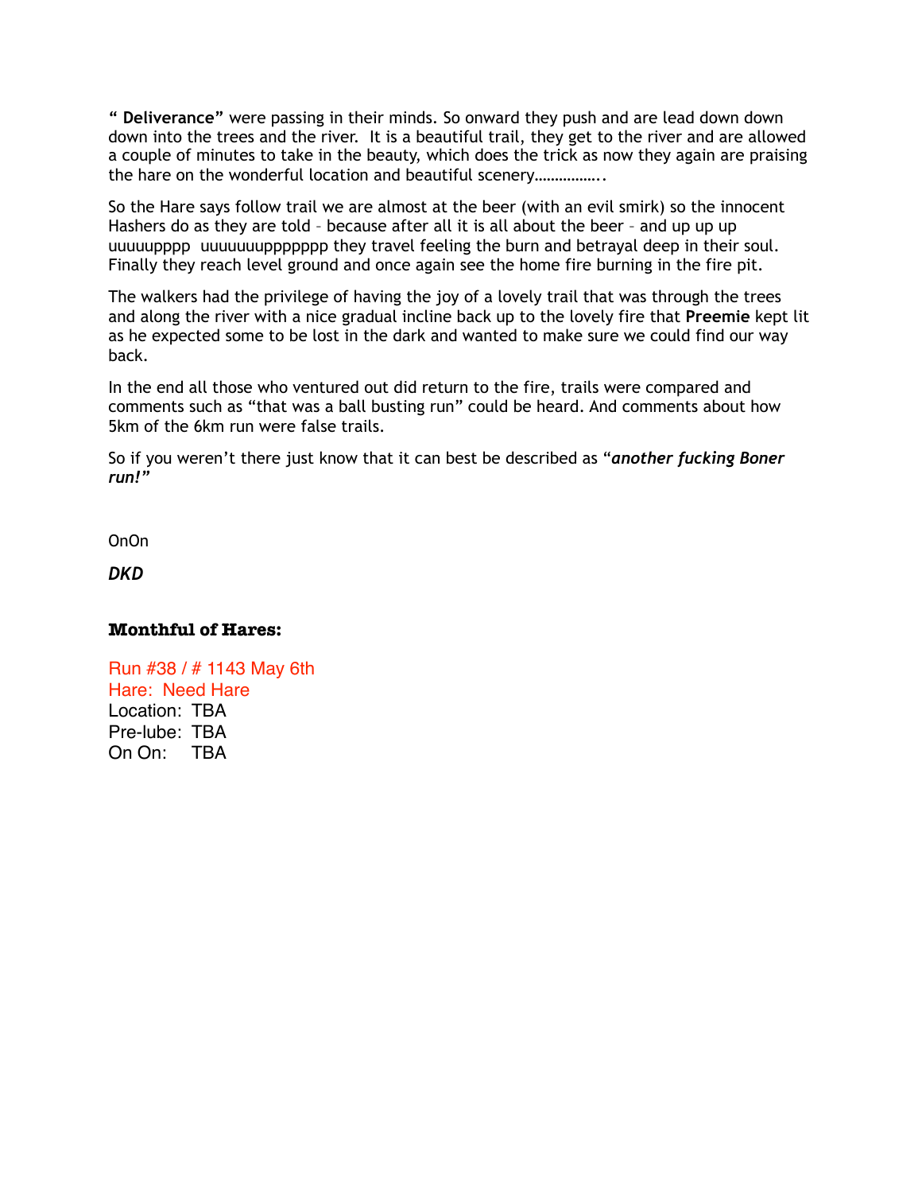“ **Deliverance**” were passing in their minds. So onward they push and are lead down down down into the trees and the river. It is a beautiful trail, they get to the river and are allowed a couple of minutes to take in the beauty, which does the trick as now they again are praising the hare on the wonderful location and beautiful scenery……………..

So the Hare says follow trail we are almost at the beer (with an evil smirk) so the innocent Hashers do as they are told – because after all it is all about the beer – and up up up uuuuupppp uuuuuuupppppp they travel feeling the burn and betrayal deep in their soul. Finally they reach level ground and once again see the home fire burning in the fire pit.

The walkers had the privilege of having the joy of a lovely trail that was through the trees and along the river with a nice gradual incline back up to the lovely fire that **Preemie** kept lit as he expected some to be lost in the dark and wanted to make sure we could find our way back.

In the end all those who ventured out did return to the fire, trails were compared and comments such as “that was a ball busting run” could be heard. And comments about how 5km of the 6km run were false trails.

So if you weren’t there just know that it can best be described as “***another fucking Boner run!”***

OnOn

***DKD***

**Monthful of Hares:**

Run #38 / # 1143 May 6th
Hare: Need Hare
Location: TBA
Pre-lube: TBA
On On: TBA